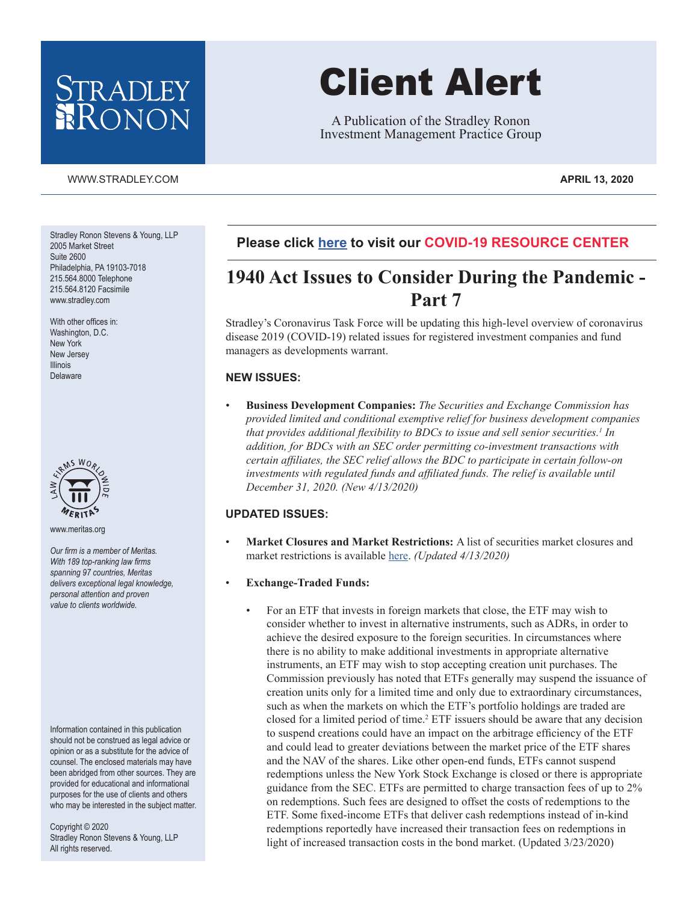# Client Alert

A Publication of the Stradley Ronon Investment Management Practice Group

WWW.STRADLEY.COM

**APRIL 13, 2020**

Stradley Ronon Stevens & Young, LLP
2005 Market Street
Suite 2600
Philadelphia, PA 19103-7018
215.564.8000 Telephone
215.564.8120 Facsimile
www.stradley.com

With other offices in:
Washington, D.C.
New York
New Jersey
Illinois
Delaware

www.meritas.org

*Our firm is a member of Meritas. With 189 top-ranking law firms spanning 97 countries, Meritas delivers exceptional legal knowledge, personal attention and proven value to clients worldwide.*

Information contained in this publication should not be construed as legal advice or opinion or as a substitute for the advice of counsel. The enclosed materials may have been abridged from other sources. They are provided for educational and informational purposes for the use of clients and others who may be interested in the subject matter.

Copyright © 2020
Stradley Ronon Stevens & Young, LLP
All rights reserved.

**Please click here to visit our COVID-19 RESOURCE CENTER**

## 1940 Act Issues to Consider During the Pandemic - Part 7

Stradley's Coronavirus Task Force will be updating this high-level overview of coronavirus disease 2019 (COVID-19) related issues for registered investment companies and fund managers as developments warrant.

### NEW ISSUES:

- **Business Development Companies:** *The Securities and Exchange Commission has provided limited and conditional exemptive relief for business development companies that provides additional flexibility to BDCs to issue and sell senior securities.[1] In addition, for BDCs with an SEC order permitting co-investment transactions with certain affiliates, the SEC relief allows the BDC to participate in certain follow-on investments with regulated funds and affiliated funds. The relief is available until December 31, 2020. (New 4/13/2020)*

### UPDATED ISSUES:

- **Market Closures and Market Restrictions:** A list of securities market closures and market restrictions is available here. *(Updated 4/13/2020)*

- **Exchange-Traded Funds:**

  - For an ETF that invests in foreign markets that close, the ETF may wish to consider whether to invest in alternative instruments, such as ADRs, in order to achieve the desired exposure to the foreign securities. In circumstances where there is no ability to make additional investments in appropriate alternative instruments, an ETF may wish to stop accepting creation unit purchases. The Commission previously has noted that ETFs generally may suspend the issuance of creation units only for a limited time and only due to extraordinary circumstances, such as when the markets on which the ETF's portfolio holdings are traded are closed for a limited period of time.[2] ETF issuers should be aware that any decision to suspend creations could have an impact on the arbitrage efficiency of the ETF and could lead to greater deviations between the market price of the ETF shares and the NAV of the shares. Like other open-end funds, ETFs cannot suspend redemptions unless the New York Stock Exchange is closed or there is appropriate guidance from the SEC. ETFs are permitted to charge transaction fees of up to 2% on redemptions. Such fees are designed to offset the costs of redemptions to the ETF. Some fixed-income ETFs that deliver cash redemptions instead of in-kind redemptions reportedly have increased their transaction fees on redemptions in light of increased transaction costs in the bond market. (Updated 3/23/2020)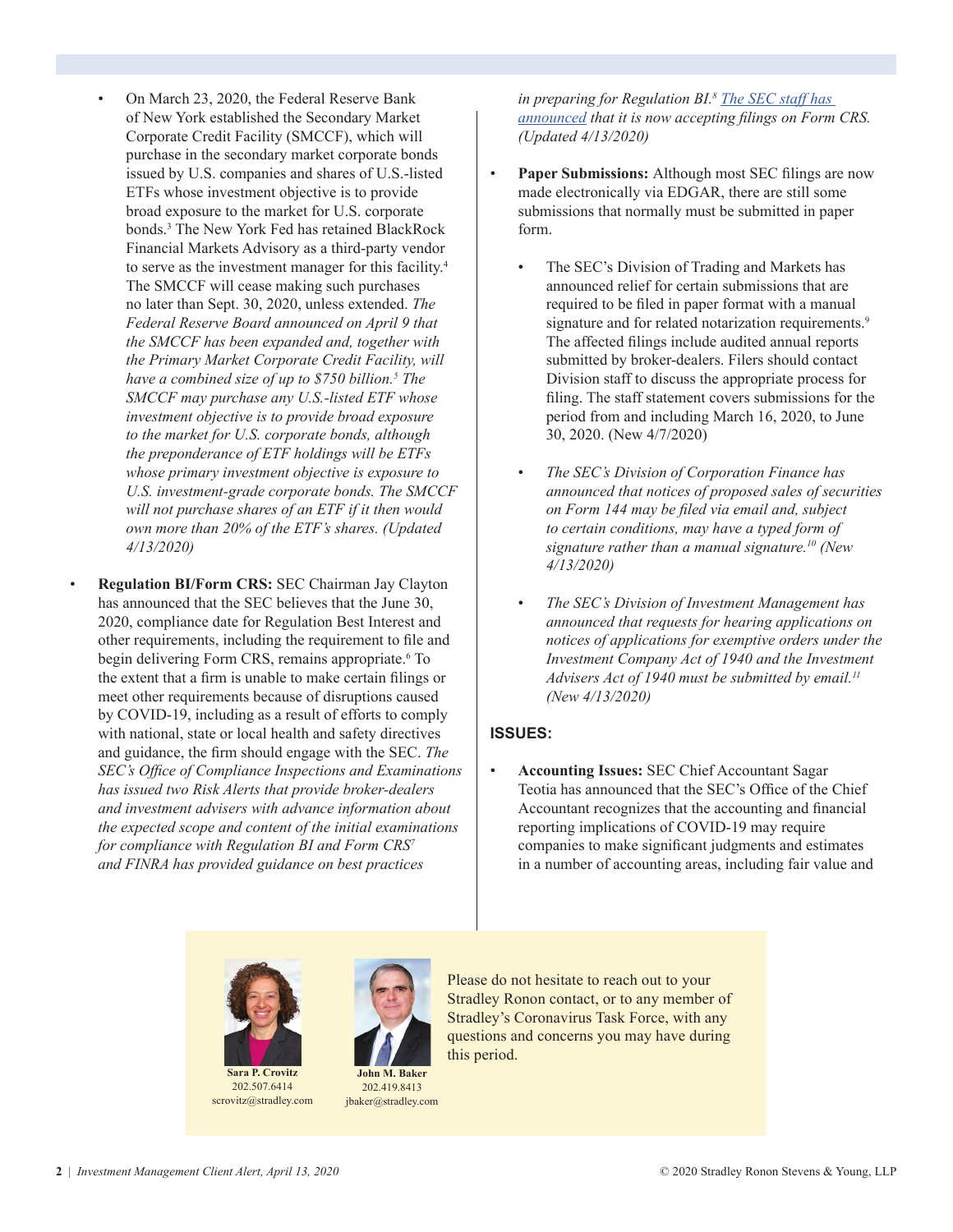- On March 23, 2020, the Federal Reserve Bank of New York established the Secondary Market Corporate Credit Facility (SMCCF), which will purchase in the secondary market corporate bonds issued by U.S. companies and shares of U.S.-listed ETFs whose investment objective is to provide broad exposure to the market for U.S. corporate bonds.[3] The New York Fed has retained BlackRock Financial Markets Advisory as a third-party vendor to serve as the investment manager for this facility.[4] The SMCCF will cease making such purchases no later than Sept. 30, 2020, unless extended. *The Federal Reserve Board announced on April 9 that the SMCCF has been expanded and, together with the Primary Market Corporate Credit Facility, will have a combined size of up to $750 billion.[5] The SMCCF may purchase any U.S.-listed ETF whose investment objective is to provide broad exposure to the market for U.S. corporate bonds, although the preponderance of ETF holdings will be ETFs whose primary investment objective is exposure to U.S. investment-grade corporate bonds. The SMCCF will not purchase shares of an ETF if it then would own more than 20% of the ETF's shares. (Updated 4/13/2020)*

- **Regulation BI/Form CRS:** SEC Chairman Jay Clayton has announced that the SEC believes that the June 30, 2020, compliance date for Regulation Best Interest and other requirements, including the requirement to file and begin delivering Form CRS, remains appropriate.[6] To the extent that a firm is unable to make certain filings or meet other requirements because of disruptions caused by COVID-19, including as a result of efforts to comply with national, state or local health and safety directives and guidance, the firm should engage with the SEC. *The SEC's Office of Compliance Inspections and Examinations has issued two Risk Alerts that provide broker-dealers and investment advisers with advance information about the expected scope and content of the initial examinations for compliance with Regulation BI and Form CRS[7] and FINRA has provided guidance on best practices in preparing for Regulation BI.[8] The SEC staff has announced that it is now accepting filings on Form CRS. (Updated 4/13/2020)*

- **Paper Submissions:** Although most SEC filings are now made electronically via EDGAR, there are still some submissions that normally must be submitted in paper form.
  - The SEC's Division of Trading and Markets has announced relief for certain submissions that are required to be filed in paper format with a manual signature and for related notarization requirements.[9] The affected filings include audited annual reports submitted by broker-dealers. Filers should contact Division staff to discuss the appropriate process for filing. The staff statement covers submissions for the period from and including March 16, 2020, to June 30, 2020. (New 4/7/2020)
  - *The SEC's Division of Corporation Finance has announced that notices of proposed sales of securities on Form 144 may be filed via email and, subject to certain conditions, may have a typed form of signature rather than a manual signature.[10] (New 4/13/2020)*
  - *The SEC's Division of Investment Management has announced that requests for hearing applications on notices of applications for exemptive orders under the Investment Company Act of 1940 and the Investment Advisers Act of 1940 must be submitted by email.[11] (New 4/13/2020)*

**ISSUES:**

- **Accounting Issues:** SEC Chief Accountant Sagar Teotia has announced that the SEC's Office of the Chief Accountant recognizes that the accounting and financial reporting implications of COVID-19 may require companies to make significant judgments and estimates in a number of accounting areas, including fair value and

**Sara P. Crovitz**
202.507.6414
scrovitz@stradley.com

**John M. Baker**
202.419.8413
jbaker@stradley.com

Please do not hesitate to reach out to your Stradley Ronon contact, or to any member of Stradley's Coronavirus Task Force, with any questions and concerns you may have during this period.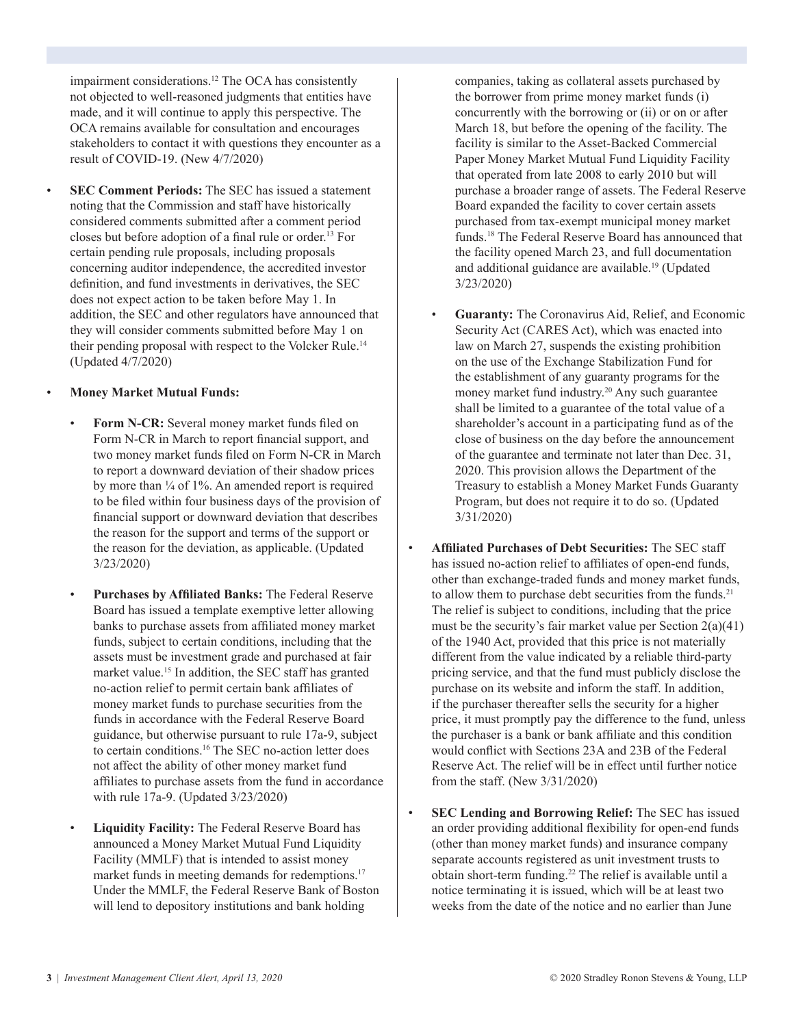impairment considerations.[12] The OCA has consistently not objected to well-reasoned judgments that entities have made, and it will continue to apply this perspective. The OCA remains available for consultation and encourages stakeholders to contact it with questions they encounter as a result of COVID-19. (New 4/7/2020)

- **SEC Comment Periods:** The SEC has issued a statement noting that the Commission and staff have historically considered comments submitted after a comment period closes but before adoption of a final rule or order.[13] For certain pending rule proposals, including proposals concerning auditor independence, the accredited investor definition, and fund investments in derivatives, the SEC does not expect action to be taken before May 1. In addition, the SEC and other regulators have announced that they will consider comments submitted before May 1 on their pending proposal with respect to the Volcker Rule.[14] (Updated 4/7/2020)

- **Money Market Mutual Funds:**

  - **Form N-CR:** Several money market funds filed on Form N-CR in March to report financial support, and two money market funds filed on Form N-CR in March to report a downward deviation of their shadow prices by more than ¼ of 1%. An amended report is required to be filed within four business days of the provision of financial support or downward deviation that describes the reason for the support and terms of the support or the reason for the deviation, as applicable. (Updated 3/23/2020)

  - **Purchases by Affiliated Banks:** The Federal Reserve Board has issued a template exemptive letter allowing banks to purchase assets from affiliated money market funds, subject to certain conditions, including that the assets must be investment grade and purchased at fair market value.[15] In addition, the SEC staff has granted no-action relief to permit certain bank affiliates of money market funds to purchase securities from the funds in accordance with the Federal Reserve Board guidance, but otherwise pursuant to rule 17a-9, subject to certain conditions.[16] The SEC no-action letter does not affect the ability of other money market fund affiliates to purchase assets from the fund in accordance with rule 17a-9. (Updated 3/23/2020)

  - **Liquidity Facility:** The Federal Reserve Board has announced a Money Market Mutual Fund Liquidity Facility (MMLF) that is intended to assist money market funds in meeting demands for redemptions.[17] Under the MMLF, the Federal Reserve Bank of Boston will lend to depository institutions and bank holding companies, taking as collateral assets purchased by the borrower from prime money market funds (i) concurrently with the borrowing or (ii) or on or after March 18, but before the opening of the facility. The facility is similar to the Asset-Backed Commercial Paper Money Market Mutual Fund Liquidity Facility that operated from late 2008 to early 2010 but will purchase a broader range of assets. The Federal Reserve Board expanded the facility to cover certain assets purchased from tax-exempt municipal money market funds.[18] The Federal Reserve Board has announced that the facility opened March 23, and full documentation and additional guidance are available.[19] (Updated 3/23/2020)

  - **Guaranty:** The Coronavirus Aid, Relief, and Economic Security Act (CARES Act), which was enacted into law on March 27, suspends the existing prohibition on the use of the Exchange Stabilization Fund for the establishment of any guaranty programs for the money market fund industry.[20] Any such guarantee shall be limited to a guarantee of the total value of a shareholder's account in a participating fund as of the close of business on the day before the announcement of the guarantee and terminate not later than Dec. 31, 2020. This provision allows the Department of the Treasury to establish a Money Market Funds Guaranty Program, but does not require it to do so. (Updated 3/31/2020)

- **Affiliated Purchases of Debt Securities:** The SEC staff has issued no-action relief to affiliates of open-end funds, other than exchange-traded funds and money market funds, to allow them to purchase debt securities from the funds.[21] The relief is subject to conditions, including that the price must be the security's fair market value per Section 2(a)(41) of the 1940 Act, provided that this price is not materially different from the value indicated by a reliable third-party pricing service, and that the fund must publicly disclose the purchase on its website and inform the staff. In addition, if the purchaser thereafter sells the security for a higher price, it must promptly pay the difference to the fund, unless the purchaser is a bank or bank affiliate and this condition would conflict with Sections 23A and 23B of the Federal Reserve Act. The relief will be in effect until further notice from the staff. (New 3/31/2020)

- **SEC Lending and Borrowing Relief:** The SEC has issued an order providing additional flexibility for open-end funds (other than money market funds) and insurance company separate accounts registered as unit investment trusts to obtain short-term funding.[22] The relief is available until a notice terminating it is issued, which will be at least two weeks from the date of the notice and no earlier than June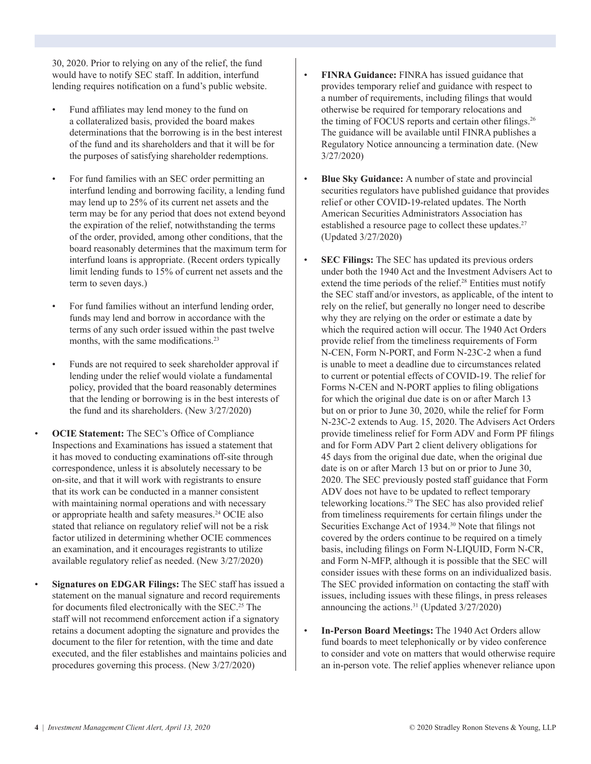30, 2020. Prior to relying on any of the relief, the fund would have to notify SEC staff. In addition, interfund lending requires notification on a fund's public website.

- Fund affiliates may lend money to the fund on a collateralized basis, provided the board makes determinations that the borrowing is in the best interest of the fund and its shareholders and that it will be for the purposes of satisfying shareholder redemptions.
- For fund families with an SEC order permitting an interfund lending and borrowing facility, a lending fund may lend up to 25% of its current net assets and the term may be for any period that does not extend beyond the expiration of the relief, notwithstanding the terms of the order, provided, among other conditions, that the board reasonably determines that the maximum term for interfund loans is appropriate. (Recent orders typically limit lending funds to 15% of current net assets and the term to seven days.)
- For fund families without an interfund lending order, funds may lend and borrow in accordance with the terms of any such order issued within the past twelve months, with the same modifications.[23]
- Funds are not required to seek shareholder approval if lending under the relief would violate a fundamental policy, provided that the board reasonably determines that the lending or borrowing is in the best interests of the fund and its shareholders. (New 3/27/2020)

- **OCIE Statement:** The SEC's Office of Compliance Inspections and Examinations has issued a statement that it has moved to conducting examinations off-site through correspondence, unless it is absolutely necessary to be on-site, and that it will work with registrants to ensure that its work can be conducted in a manner consistent with maintaining normal operations and with necessary or appropriate health and safety measures.[24] OCIE also stated that reliance on regulatory relief will not be a risk factor utilized in determining whether OCIE commences an examination, and it encourages registrants to utilize available regulatory relief as needed. (New 3/27/2020)
- **Signatures on EDGAR Filings:** The SEC staff has issued a statement on the manual signature and record requirements for documents filed electronically with the SEC.[25] The staff will not recommend enforcement action if a signatory retains a document adopting the signature and provides the document to the filer for retention, with the time and date executed, and the filer establishes and maintains policies and procedures governing this process. (New 3/27/2020)
- **FINRA Guidance:** FINRA has issued guidance that provides temporary relief and guidance with respect to a number of requirements, including filings that would otherwise be required for temporary relocations and the timing of FOCUS reports and certain other filings.[26] The guidance will be available until FINRA publishes a Regulatory Notice announcing a termination date. (New 3/27/2020)
- **Blue Sky Guidance:** A number of state and provincial securities regulators have published guidance that provides relief or other COVID-19-related updates. The North American Securities Administrators Association has established a resource page to collect these updates.[27] (Updated 3/27/2020)
- **SEC Filings:** The SEC has updated its previous orders under both the 1940 Act and the Investment Advisers Act to extend the time periods of the relief.[28] Entities must notify the SEC staff and/or investors, as applicable, of the intent to rely on the relief, but generally no longer need to describe why they are relying on the order or estimate a date by which the required action will occur. The 1940 Act Orders provide relief from the timeliness requirements of Form N-CEN, Form N-PORT, and Form N-23C-2 when a fund is unable to meet a deadline due to circumstances related to current or potential effects of COVID-19. The relief for Forms N-CEN and N-PORT applies to filing obligations for which the original due date is on or after March 13 but on or prior to June 30, 2020, while the relief for Form N-23C-2 extends to Aug. 15, 2020. The Advisers Act Orders provide timeliness relief for Form ADV and Form PF filings and for Form ADV Part 2 client delivery obligations for 45 days from the original due date, when the original due date is on or after March 13 but on or prior to June 30, 2020. The SEC previously posted staff guidance that Form ADV does not have to be updated to reflect temporary teleworking locations.[29] The SEC has also provided relief from timeliness requirements for certain filings under the Securities Exchange Act of 1934.[30] Note that filings not covered by the orders continue to be required on a timely basis, including filings on Form N-LIQUID, Form N-CR, and Form N-MFP, although it is possible that the SEC will consider issues with these forms on an individualized basis. The SEC provided information on contacting the staff with issues, including issues with these filings, in press releases announcing the actions.[31] (Updated 3/27/2020)
- **In-Person Board Meetings:** The 1940 Act Orders allow fund boards to meet telephonically or by video conference to consider and vote on matters that would otherwise require an in-person vote. The relief applies whenever reliance upon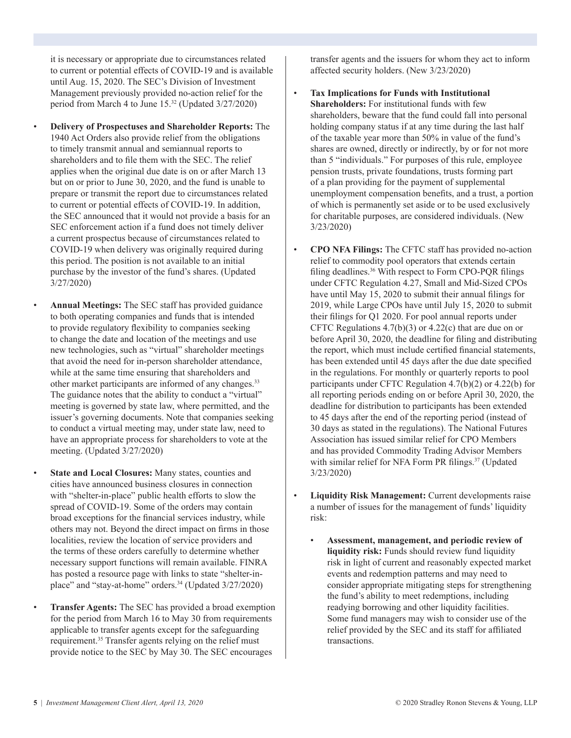it is necessary or appropriate due to circumstances related to current or potential effects of COVID-19 and is available until Aug. 15, 2020. The SEC's Division of Investment Management previously provided no-action relief for the period from March 4 to June 15.[32] (Updated 3/27/2020)

- **Delivery of Prospectuses and Shareholder Reports:** The 1940 Act Orders also provide relief from the obligations to timely transmit annual and semiannual reports to shareholders and to file them with the SEC. The relief applies when the original due date is on or after March 13 but on or prior to June 30, 2020, and the fund is unable to prepare or transmit the report due to circumstances related to current or potential effects of COVID-19. In addition, the SEC announced that it would not provide a basis for an SEC enforcement action if a fund does not timely deliver a current prospectus because of circumstances related to COVID-19 when delivery was originally required during this period. The position is not available to an initial purchase by the investor of the fund's shares. (Updated 3/27/2020)

- **Annual Meetings:** The SEC staff has provided guidance to both operating companies and funds that is intended to provide regulatory flexibility to companies seeking to change the date and location of the meetings and use new technologies, such as "virtual" shareholder meetings that avoid the need for in-person shareholder attendance, while at the same time ensuring that shareholders and other market participants are informed of any changes.[33] The guidance notes that the ability to conduct a "virtual" meeting is governed by state law, where permitted, and the issuer's governing documents. Note that companies seeking to conduct a virtual meeting may, under state law, need to have an appropriate process for shareholders to vote at the meeting. (Updated 3/27/2020)

- **State and Local Closures:** Many states, counties and cities have announced business closures in connection with "shelter-in-place" public health efforts to slow the spread of COVID-19. Some of the orders may contain broad exceptions for the financial services industry, while others may not. Beyond the direct impact on firms in those localities, review the location of service providers and the terms of these orders carefully to determine whether necessary support functions will remain available. FINRA has posted a resource page with links to state "shelter-in-place" and "stay-at-home" orders.[34] (Updated 3/27/2020)

- **Transfer Agents:** The SEC has provided a broad exemption for the period from March 16 to May 30 from requirements applicable to transfer agents except for the safeguarding requirement.[35] Transfer agents relying on the relief must provide notice to the SEC by May 30. The SEC encourages transfer agents and the issuers for whom they act to inform affected security holders. (New 3/23/2020)

- **Tax Implications for Funds with Institutional Shareholders:** For institutional funds with few shareholders, beware that the fund could fall into personal holding company status if at any time during the last half of the taxable year more than 50% in value of the fund's shares are owned, directly or indirectly, by or for not more than 5 "individuals." For purposes of this rule, employee pension trusts, private foundations, trusts forming part of a plan providing for the payment of supplemental unemployment compensation benefits, and a trust, a portion of which is permanently set aside or to be used exclusively for charitable purposes, are considered individuals. (New 3/23/2020)

- **CPO NFA Filings:** The CFTC staff has provided no-action relief to commodity pool operators that extends certain filing deadlines.[36] With respect to Form CPO-PQR filings under CFTC Regulation 4.27, Small and Mid-Sized CPOs have until May 15, 2020 to submit their annual filings for 2019, while Large CPOs have until July 15, 2020 to submit their filings for Q1 2020. For pool annual reports under CFTC Regulations 4.7(b)(3) or 4.22(c) that are due on or before April 30, 2020, the deadline for filing and distributing the report, which must include certified financial statements, has been extended until 45 days after the due date specified in the regulations. For monthly or quarterly reports to pool participants under CFTC Regulation 4.7(b)(2) or 4.22(b) for all reporting periods ending on or before April 30, 2020, the deadline for distribution to participants has been extended to 45 days after the end of the reporting period (instead of 30 days as stated in the regulations). The National Futures Association has issued similar relief for CPO Members and has provided Commodity Trading Advisor Members with similar relief for NFA Form PR filings.[37] (Updated 3/23/2020)

- **Liquidity Risk Management:** Current developments raise a number of issues for the management of funds' liquidity risk:

  - **Assessment, management, and periodic review of liquidity risk:** Funds should review fund liquidity risk in light of current and reasonably expected market events and redemption patterns and may need to consider appropriate mitigating steps for strengthening the fund's ability to meet redemptions, including readying borrowing and other liquidity facilities. Some fund managers may wish to consider use of the relief provided by the SEC and its staff for affiliated transactions.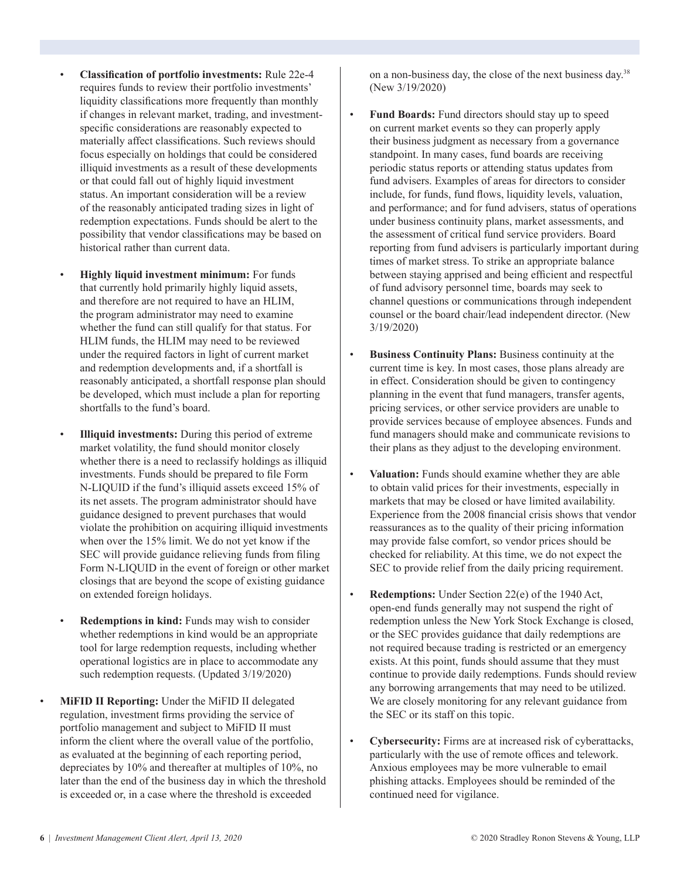- **Classification of portfolio investments:** Rule 22e-4 requires funds to review their portfolio investments' liquidity classifications more frequently than monthly if changes in relevant market, trading, and investment-specific considerations are reasonably expected to materially affect classifications. Such reviews should focus especially on holdings that could be considered illiquid investments as a result of these developments or that could fall out of highly liquid investment status. An important consideration will be a review of the reasonably anticipated trading sizes in light of redemption expectations. Funds should be alert to the possibility that vendor classifications may be based on historical rather than current data.

- **Highly liquid investment minimum:** For funds that currently hold primarily highly liquid assets, and therefore are not required to have an HLIM, the program administrator may need to examine whether the fund can still qualify for that status. For HLIM funds, the HLIM may need to be reviewed under the required factors in light of current market and redemption developments and, if a shortfall is reasonably anticipated, a shortfall response plan should be developed, which must include a plan for reporting shortfalls to the fund's board.

- **Illiquid investments:** During this period of extreme market volatility, the fund should monitor closely whether there is a need to reclassify holdings as illiquid investments. Funds should be prepared to file Form N-LIQUID if the fund's illiquid assets exceed 15% of its net assets. The program administrator should have guidance designed to prevent purchases that would violate the prohibition on acquiring illiquid investments when over the 15% limit. We do not yet know if the SEC will provide guidance relieving funds from filing Form N-LIQUID in the event of foreign or other market closings that are beyond the scope of existing guidance on extended foreign holidays.

- **Redemptions in kind:** Funds may wish to consider whether redemptions in kind would be an appropriate tool for large redemption requests, including whether operational logistics are in place to accommodate any such redemption requests. (Updated 3/19/2020)

- **MiFID II Reporting:** Under the MiFID II delegated regulation, investment firms providing the service of portfolio management and subject to MiFID II must inform the client where the overall value of the portfolio, as evaluated at the beginning of each reporting period, depreciates by 10% and thereafter at multiples of 10%, no later than the end of the business day in which the threshold is exceeded or, in a case where the threshold is exceeded on a non-business day, the close of the next business day.[38] (New 3/19/2020)

- **Fund Boards:** Fund directors should stay up to speed on current market events so they can properly apply their business judgment as necessary from a governance standpoint. In many cases, fund boards are receiving periodic status reports or attending status updates from fund advisers. Examples of areas for directors to consider include, for funds, fund flows, liquidity levels, valuation, and performance; and for fund advisers, status of operations under business continuity plans, market assessments, and the assessment of critical fund service providers. Board reporting from fund advisers is particularly important during times of market stress. To strike an appropriate balance between staying apprised and being efficient and respectful of fund advisory personnel time, boards may seek to channel questions or communications through independent counsel or the board chair/lead independent director. (New 3/19/2020)

- **Business Continuity Plans:** Business continuity at the current time is key. In most cases, those plans already are in effect. Consideration should be given to contingency planning in the event that fund managers, transfer agents, pricing services, or other service providers are unable to provide services because of employee absences. Funds and fund managers should make and communicate revisions to their plans as they adjust to the developing environment.

- **Valuation:** Funds should examine whether they are able to obtain valid prices for their investments, especially in markets that may be closed or have limited availability. Experience from the 2008 financial crisis shows that vendor reassurances as to the quality of their pricing information may provide false comfort, so vendor prices should be checked for reliability. At this time, we do not expect the SEC to provide relief from the daily pricing requirement.

- **Redemptions:** Under Section 22(e) of the 1940 Act, open-end funds generally may not suspend the right of redemption unless the New York Stock Exchange is closed, or the SEC provides guidance that daily redemptions are not required because trading is restricted or an emergency exists. At this point, funds should assume that they must continue to provide daily redemptions. Funds should review any borrowing arrangements that may need to be utilized. We are closely monitoring for any relevant guidance from the SEC or its staff on this topic.

- **Cybersecurity:** Firms are at increased risk of cyberattacks, particularly with the use of remote offices and telework. Anxious employees may be more vulnerable to email phishing attacks. Employees should be reminded of the continued need for vigilance.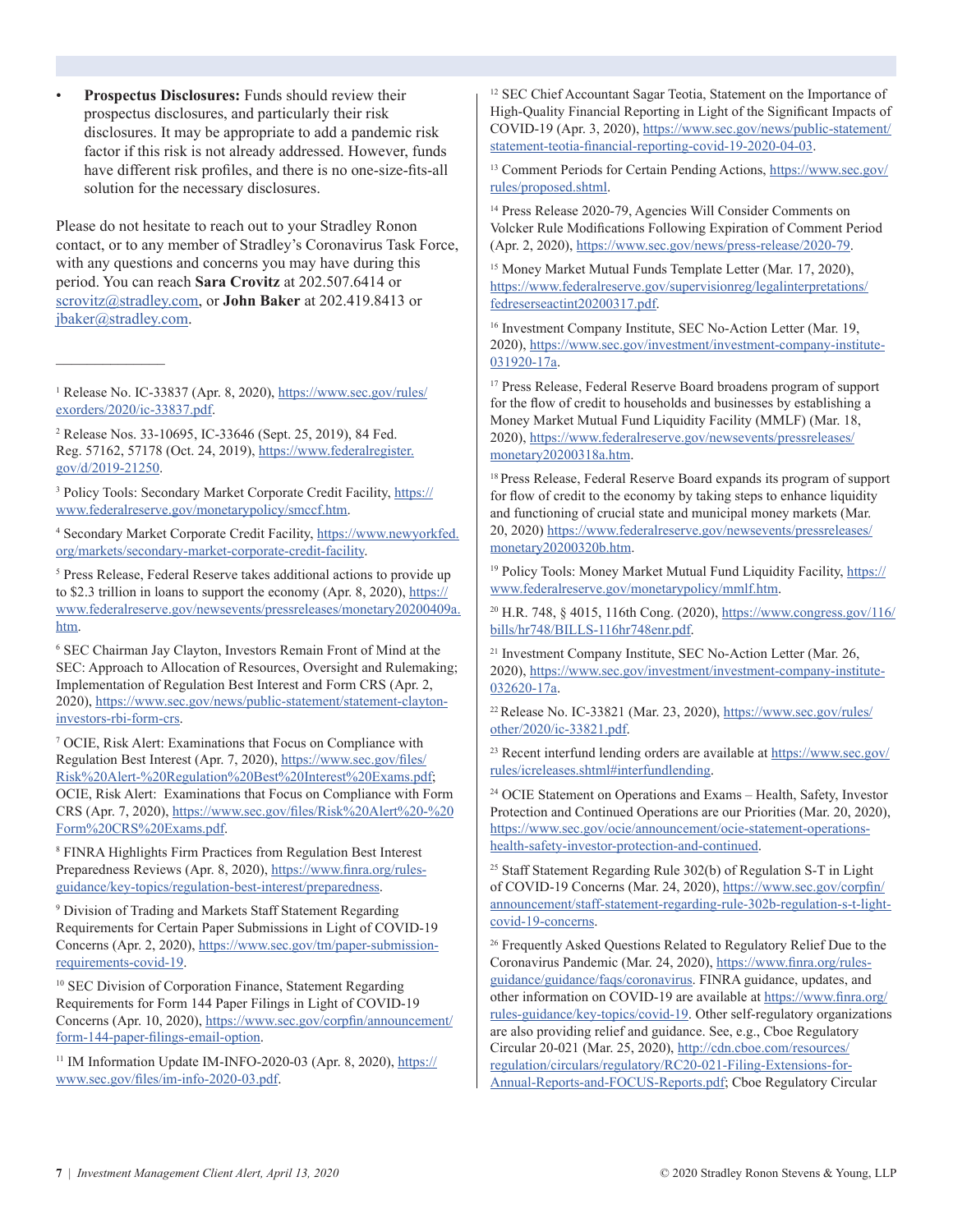- **Prospectus Disclosures:** Funds should review their prospectus disclosures, and particularly their risk disclosures. It may be appropriate to add a pandemic risk factor if this risk is not already addressed. However, funds have different risk profiles, and there is no one-size-fits-all solution for the necessary disclosures.

Please do not hesitate to reach out to your Stradley Ronon contact, or to any member of Stradley's Coronavirus Task Force, with any questions and concerns you may have during this period. You can reach **Sara Crovitz** at 202.507.6414 or scrovitz@stradley.com, or **John Baker** at 202.419.8413 or jbaker@stradley.com.

---

[1] Release No. IC-33837 (Apr. 8, 2020), https://www.sec.gov/rules/exorders/2020/ic-33837.pdf.

[2] Release Nos. 33-10695, IC-33646 (Sept. 25, 2019), 84 Fed. Reg. 57162, 57178 (Oct. 24, 2019), https://www.federalregister.gov/d/2019-21250.

[3] Policy Tools: Secondary Market Corporate Credit Facility, https://www.federalreserve.gov/monetarypolicy/smccf.htm.

[4] Secondary Market Corporate Credit Facility, https://www.newyorkfed.org/markets/secondary-market-corporate-credit-facility.

[5] Press Release, Federal Reserve takes additional actions to provide up to $2.3 trillion in loans to support the economy (Apr. 8, 2020), https://www.federalreserve.gov/newsevents/pressreleases/monetary20200409a.htm.

[6] SEC Chairman Jay Clayton, Investors Remain Front of Mind at the SEC: Approach to Allocation of Resources, Oversight and Rulemaking; Implementation of Regulation Best Interest and Form CRS (Apr. 2, 2020), https://www.sec.gov/news/public-statement/statement-clayton-investors-rbi-form-crs.

[7] OCIE, Risk Alert: Examinations that Focus on Compliance with Regulation Best Interest (Apr. 7, 2020), https://www.sec.gov/files/Risk%20Alert-%20Regulation%20Best%20Interest%20Exams.pdf; OCIE, Risk Alert: Examinations that Focus on Compliance with Form CRS (Apr. 7, 2020), https://www.sec.gov/files/Risk%20Alert%20-%20Form%20CRS%20Exams.pdf.

[8] FINRA Highlights Firm Practices from Regulation Best Interest Preparedness Reviews (Apr. 8, 2020), https://www.finra.org/rules-guidance/key-topics/regulation-best-interest/preparedness.

[9] Division of Trading and Markets Staff Statement Regarding Requirements for Certain Paper Submissions in Light of COVID-19 Concerns (Apr. 2, 2020), https://www.sec.gov/tm/paper-submission-requirements-covid-19.

[10] SEC Division of Corporation Finance, Statement Regarding Requirements for Form 144 Paper Filings in Light of COVID-19 Concerns (Apr. 10, 2020), https://www.sec.gov/corpfin/announcement/form-144-paper-filings-email-option.

[11] IM Information Update IM-INFO-2020-03 (Apr. 8, 2020), https://www.sec.gov/files/im-info-2020-03.pdf.

[12] SEC Chief Accountant Sagar Teotia, Statement on the Importance of High-Quality Financial Reporting in Light of the Significant Impacts of COVID-19 (Apr. 3, 2020), https://www.sec.gov/news/public-statement/statement-teotia-financial-reporting-covid-19-2020-04-03.

[13] Comment Periods for Certain Pending Actions, https://www.sec.gov/rules/proposed.shtml.

[14] Press Release 2020-79, Agencies Will Consider Comments on Volcker Rule Modifications Following Expiration of Comment Period (Apr. 2, 2020), https://www.sec.gov/news/press-release/2020-79.

[15] Money Market Mutual Funds Template Letter (Mar. 17, 2020), https://www.federalreserve.gov/supervisionreg/legalinterpretations/fedreserseactint20200317.pdf.

[16] Investment Company Institute, SEC No-Action Letter (Mar. 19, 2020), https://www.sec.gov/investment/investment-company-institute-031920-17a.

[17] Press Release, Federal Reserve Board broadens program of support for the flow of credit to households and businesses by establishing a Money Market Mutual Fund Liquidity Facility (MMLF) (Mar. 18, 2020), https://www.federalreserve.gov/newsevents/pressreleases/monetary20200318a.htm.

[18] Press Release, Federal Reserve Board expands its program of support for flow of credit to the economy by taking steps to enhance liquidity and functioning of crucial state and municipal money markets (Mar. 20, 2020) https://www.federalreserve.gov/newsevents/pressreleases/monetary20200320b.htm.

[19] Policy Tools: Money Market Mutual Fund Liquidity Facility, https://www.federalreserve.gov/monetarypolicy/mmlf.htm.

[20] H.R. 748, § 4015, 116th Cong. (2020), https://www.congress.gov/116/bills/hr748/BILLS-116hr748enr.pdf.

[21] Investment Company Institute, SEC No-Action Letter (Mar. 26, 2020), https://www.sec.gov/investment/investment-company-institute-032620-17a.

[22] Release No. IC-33821 (Mar. 23, 2020), https://www.sec.gov/rules/other/2020/ic-33821.pdf.

[23] Recent interfund lending orders are available at https://www.sec.gov/rules/icreleases.shtml#interfundlending.

[24] OCIE Statement on Operations and Exams – Health, Safety, Investor Protection and Continued Operations are our Priorities (Mar. 20, 2020), https://www.sec.gov/ocie/announcement/ocie-statement-operations-health-safety-investor-protection-and-continued.

[25] Staff Statement Regarding Rule 302(b) of Regulation S-T in Light of COVID-19 Concerns (Mar. 24, 2020), https://www.sec.gov/corpfin/announcement/staff-statement-regarding-rule-302b-regulation-s-t-light-covid-19-concerns.

[26] Frequently Asked Questions Related to Regulatory Relief Due to the Coronavirus Pandemic (Mar. 24, 2020), https://www.finra.org/rules-guidance/guidance/faqs/coronavirus. FINRA guidance, updates, and other information on COVID-19 are available at https://www.finra.org/rules-guidance/key-topics/covid-19. Other self-regulatory organizations are also providing relief and guidance. See, e.g., Cboe Regulatory Circular 20-021 (Mar. 25, 2020), http://cdn.cboe.com/resources/regulation/circulars/regulatory/RC20-021-Filing-Extensions-for-Annual-Reports-and-FOCUS-Reports.pdf; Cboe Regulatory Circular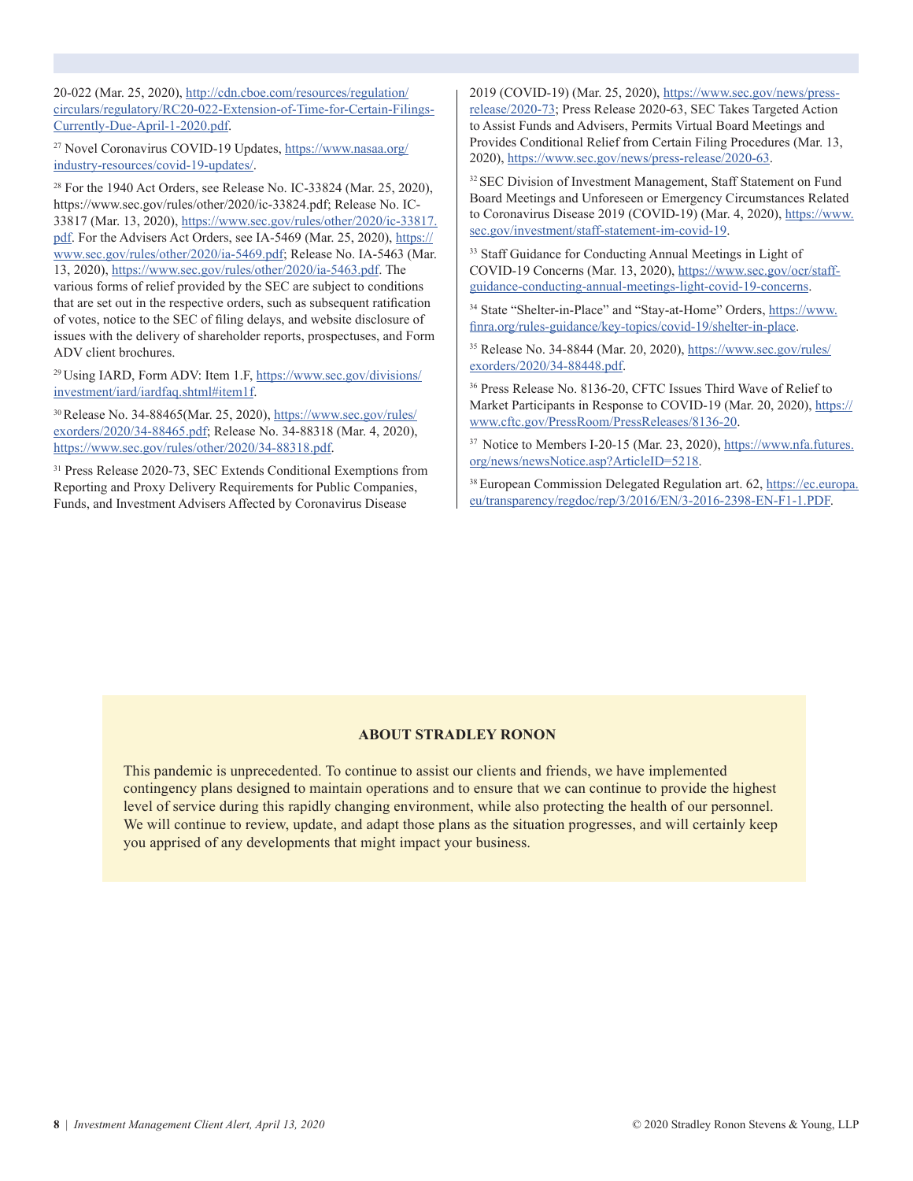20-022 (Mar. 25, 2020), http://cdn.cboe.com/resources/regulation/circulars/regulatory/RC20-022-Extension-of-Time-for-Certain-Filings-Currently-Due-April-1-2020.pdf.

[27] Novel Coronavirus COVID-19 Updates, https://www.nasaa.org/industry-resources/covid-19-updates/.

[28] For the 1940 Act Orders, see Release No. IC-33824 (Mar. 25, 2020), https://www.sec.gov/rules/other/2020/ic-33824.pdf; Release No. IC-33817 (Mar. 13, 2020), https://www.sec.gov/rules/other/2020/ic-33817.pdf. For the Advisers Act Orders, see IA-5469 (Mar. 25, 2020), https://www.sec.gov/rules/other/2020/ia-5469.pdf; Release No. IA-5463 (Mar. 13, 2020), https://www.sec.gov/rules/other/2020/ia-5463.pdf. The various forms of relief provided by the SEC are subject to conditions that are set out in the respective orders, such as subsequent ratification of votes, notice to the SEC of filing delays, and website disclosure of issues with the delivery of shareholder reports, prospectuses, and Form ADV client brochures.

[29] Using IARD, Form ADV: Item 1.F, https://www.sec.gov/divisions/investment/iard/iardfaq.shtml#item1f.

[30] Release No. 34-88465(Mar. 25, 2020), https://www.sec.gov/rules/exorders/2020/34-88465.pdf; Release No. 34-88318 (Mar. 4, 2020), https://www.sec.gov/rules/other/2020/34-88318.pdf.

[31] Press Release 2020-73, SEC Extends Conditional Exemptions from Reporting and Proxy Delivery Requirements for Public Companies, Funds, and Investment Advisers Affected by Coronavirus Disease 2019 (COVID-19) (Mar. 25, 2020), https://www.sec.gov/news/press-release/2020-73; Press Release 2020-63, SEC Takes Targeted Action to Assist Funds and Advisers, Permits Virtual Board Meetings and Provides Conditional Relief from Certain Filing Procedures (Mar. 13, 2020), https://www.sec.gov/news/press-release/2020-63.

[32] SEC Division of Investment Management, Staff Statement on Fund Board Meetings and Unforeseen or Emergency Circumstances Related to Coronavirus Disease 2019 (COVID-19) (Mar. 4, 2020), https://www.sec.gov/investment/staff-statement-im-covid-19.

[33] Staff Guidance for Conducting Annual Meetings in Light of COVID-19 Concerns (Mar. 13, 2020), https://www.sec.gov/ocr/staff-guidance-conducting-annual-meetings-light-covid-19-concerns.

[34] State "Shelter-in-Place" and "Stay-at-Home" Orders, https://www.finra.org/rules-guidance/key-topics/covid-19/shelter-in-place.

[35] Release No. 34-8844 (Mar. 20, 2020), https://www.sec.gov/rules/exorders/2020/34-88448.pdf.

[36] Press Release No. 8136-20, CFTC Issues Third Wave of Relief to Market Participants in Response to COVID-19 (Mar. 20, 2020), https://www.cftc.gov/PressRoom/PressReleases/8136-20.

[37] Notice to Members I-20-15 (Mar. 23, 2020), https://www.nfa.futures.org/news/newsNotice.asp?ArticleID=5218.

[38] European Commission Delegated Regulation art. 62, https://ec.europa.eu/transparency/regdoc/rep/3/2016/EN/3-2016-2398-EN-F1-1.PDF.

**ABOUT STRADLEY RONON**

This pandemic is unprecedented. To continue to assist our clients and friends, we have implemented contingency plans designed to maintain operations and to ensure that we can continue to provide the highest level of service during this rapidly changing environment, while also protecting the health of our personnel. We will continue to review, update, and adapt those plans as the situation progresses, and will certainly keep you apprised of any developments that might impact your business.